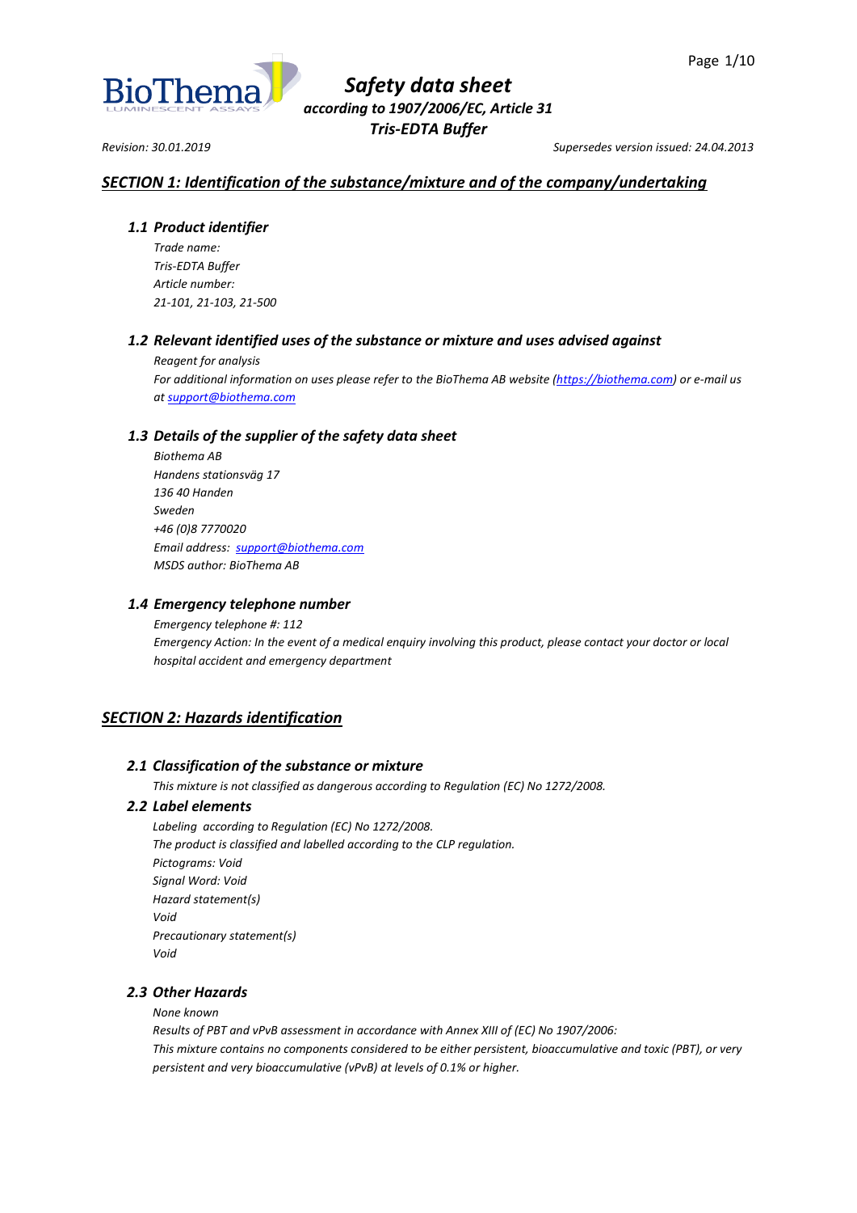# Safety data sheet

*according to 1907/2006/EC, Article 31*

***Tris-EDTA Buffer***

*Revision: 30.01.2019* *Supersedes version issued: 24.04.2013*

## SECTION 1: Identification of the substance/mixture and of the company/undertaking

### 1.1 Product identifier

*Trade name:*
*Tris-EDTA Buffer*
*Article number:*
*21-101, 21-103, 21-500*

### 1.2 Relevant identified uses of the substance or mixture and uses advised against

*Reagent for analysis*
*For additional information on uses please refer to the BioThema AB website (https://biothema.com) or e-mail us at support@biothema.com*

### 1.3 Details of the supplier of the safety data sheet

*Biothema AB*
*Handens stationsväg 17*
*136 40 Handen*
*Sweden*
*+46 (0)8 7770020*
*Email address: support@biothema.com*
*MSDS author: BioThema AB*

### 1.4 Emergency telephone number

*Emergency telephone #: 112*
*Emergency Action: In the event of a medical enquiry involving this product, please contact your doctor or local hospital accident and emergency department*

## SECTION 2: Hazards identification

### 2.1 Classification of the substance or mixture

*This mixture is not classified as dangerous according to Regulation (EC) No 1272/2008.*

### 2.2 Label elements

*Labeling according to Regulation (EC) No 1272/2008.*
*The product is classified and labelled according to the CLP regulation.*
*Pictograms: Void*
*Signal Word: Void*
*Hazard statement(s)*
*Void*
*Precautionary statement(s)*
*Void*

### 2.3 Other Hazards

*None known*
*Results of PBT and vPvB assessment in accordance with Annex XIII of (EC) No 1907/2006:*
*This mixture contains no components considered to be either persistent, bioaccumulative and toxic (PBT), or very persistent and very bioaccumulative (vPvB) at levels of 0.1% or higher.*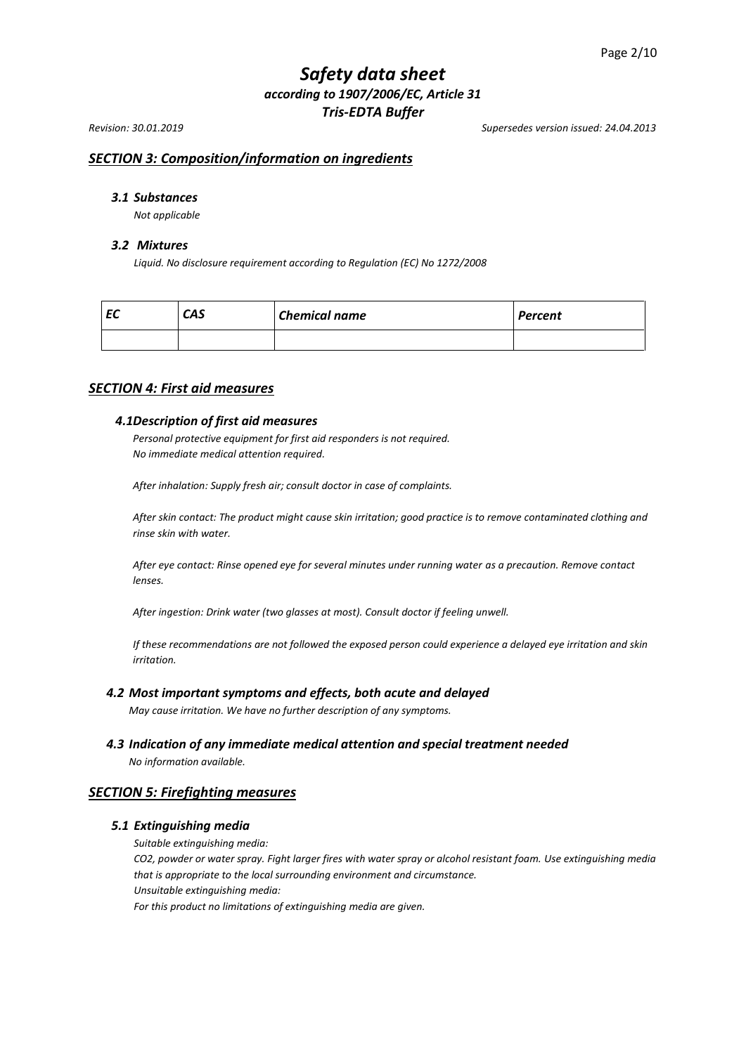## SECTION 3: Composition/information on ingredients

### 3.1 Substances

*Not applicable*

### 3.2 Mixtures

*Liquid. No disclosure requirement according to Regulation (EC) No 1272/2008*

| EC | CAS | Chemical name | Percent |
|---|---|---|---|
| | | | |

## SECTION 4: First aid measures

### 4.1Description of first aid measures

*Personal protective equipment for first aid responders is not required.*
*No immediate medical attention required.*

*After inhalation: Supply fresh air; consult doctor in case of complaints.*

*After skin contact: The product might cause skin irritation; good practice is to remove contaminated clothing and rinse skin with water.*

*After eye contact: Rinse opened eye for several minutes under running water as a precaution. Remove contact lenses.*

*After ingestion: Drink water (two glasses at most). Consult doctor if feeling unwell.*

*If these recommendations are not followed the exposed person could experience a delayed eye irritation and skin irritation.*

### 4.2 Most important symptoms and effects, both acute and delayed

*May cause irritation. We have no further description of any symptoms.*

### 4.3 Indication of any immediate medical attention and special treatment needed

*No information available.*

## SECTION 5: Firefighting measures

### 5.1 Extinguishing media

*Suitable extinguishing media:*
*$CO_2$, powder or water spray. Fight larger fires with water spray or alcohol resistant foam. Use extinguishing media that is appropriate to the local surrounding environment and circumstance.*
*Unsuitable extinguishing media:*
*For this product no limitations of extinguishing media are given.*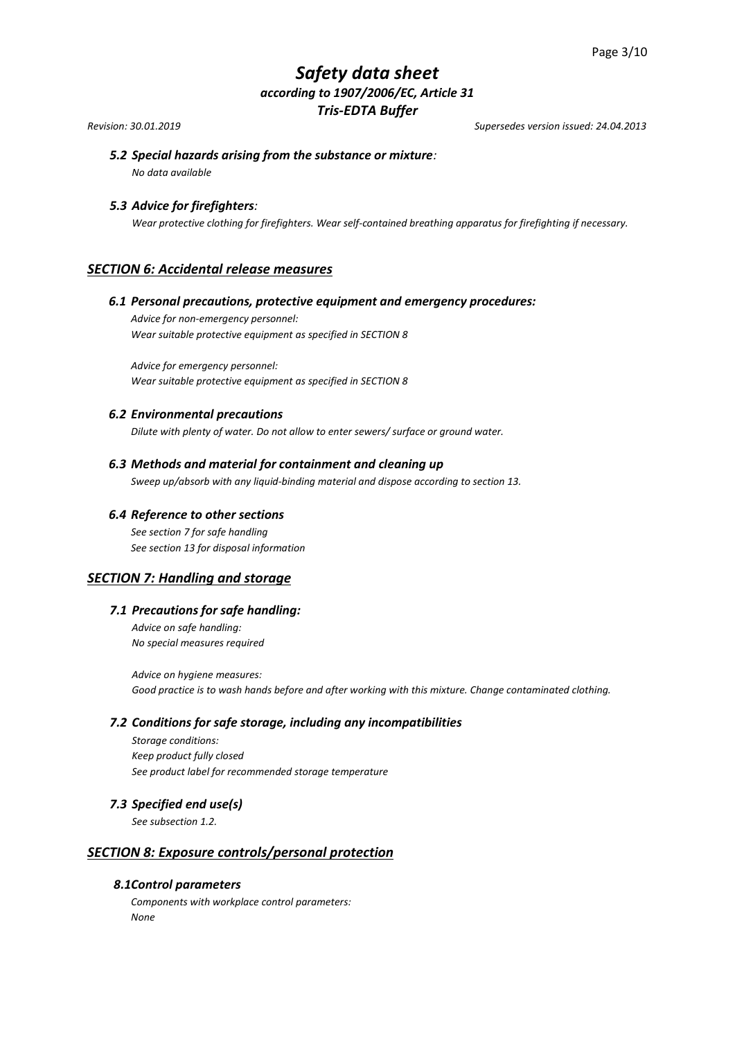### *5.2 Special hazards arising from the substance or mixture:*

*No data available*

### *5.3 Advice for firefighters:*

*Wear protective clothing for firefighters. Wear self-contained breathing apparatus for firefighting if necessary.*

## *SECTION 6: Accidental release measures*

### *6.1 Personal precautions, protective equipment and emergency procedures:*

*Advice for non-emergency personnel:*
*Wear suitable protective equipment as specified in SECTION 8*

*Advice for emergency personnel:*
*Wear suitable protective equipment as specified in SECTION 8*

### *6.2 Environmental precautions*

*Dilute with plenty of water. Do not allow to enter sewers/ surface or ground water.*

### *6.3 Methods and material for containment and cleaning up*

*Sweep up/absorb with any liquid-binding material and dispose according to section 13.*

### *6.4 Reference to other sections*

*See section 7 for safe handling*
*See section 13 for disposal information*

## *SECTION 7: Handling and storage*

### *7.1 Precautions for safe handling:*

*Advice on safe handling:*
*No special measures required*

*Advice on hygiene measures:*
*Good practice is to wash hands before and after working with this mixture. Change contaminated clothing.*

### *7.2 Conditions for safe storage, including any incompatibilities*

*Storage conditions:*
*Keep product fully closed*
*See product label for recommended storage temperature*

### *7.3 Specified end use(s)*

*See subsection 1.2.*

## *SECTION 8: Exposure controls/personal protection*

### *8.1Control parameters*

*Components with workplace control parameters:*
*None*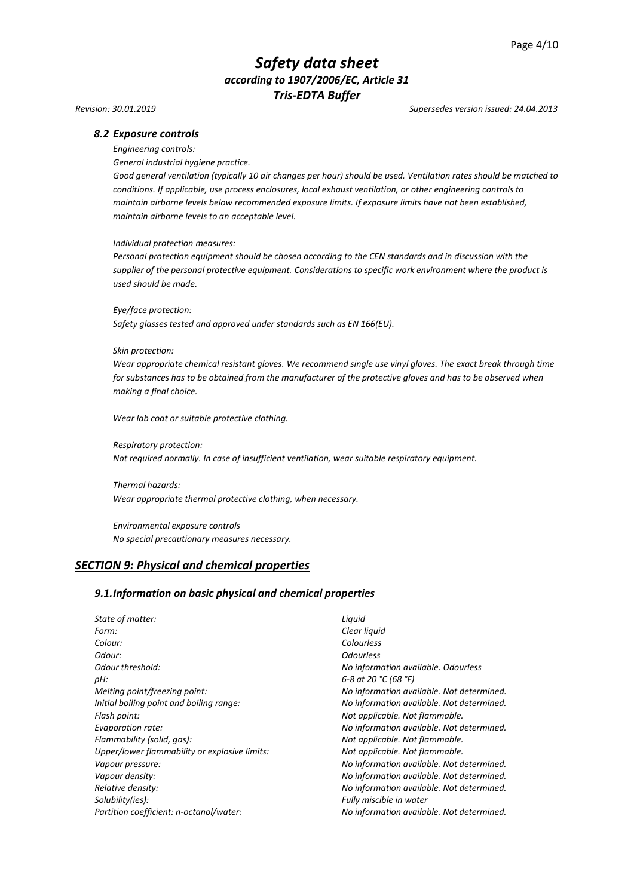### *8.2 Exposure controls*

*Engineering controls:*

*General industrial hygiene practice.*

*Good general ventilation (typically 10 air changes per hour) should be used. Ventilation rates should be matched to conditions. If applicable, use process enclosures, local exhaust ventilation, or other engineering controls to maintain airborne levels below recommended exposure limits. If exposure limits have not been established, maintain airborne levels to an acceptable level.*

*Individual protection measures:*

*Personal protection equipment should be chosen according to the CEN standards and in discussion with the supplier of the personal protective equipment. Considerations to specific work environment where the product is used should be made.*

*Eye/face protection:*

*Safety glasses tested and approved under standards such as EN 166(EU).*

*Skin protection:*

*Wear appropriate chemical resistant gloves. We recommend single use vinyl gloves. The exact break through time for substances has to be obtained from the manufacturer of the protective gloves and has to be observed when making a final choice.*

*Wear lab coat or suitable protective clothing.*

*Respiratory protection:*

*Not required normally. In case of insufficient ventilation, wear suitable respiratory equipment.*

*Thermal hazards:*

*Wear appropriate thermal protective clothing, when necessary.*

*Environmental exposure controls*

*No special precautionary measures necessary.*

## *SECTION 9: Physical and chemical properties*

### *9.1.Information on basic physical and chemical properties*

| | |
|---|---|
| *State of matter:* | *Liquid* |
| *Form:* | *Clear liquid* |
| *Colour:* | *Colourless* |
| *Odour:* | *Odourless* |
| *Odour threshold:* | *No information available. Odourless* |
| *pH:* | *6-8 at 20 °C (68 °F)* |
| *Melting point/freezing point:* | *No information available. Not determined.* |
| *Initial boiling point and boiling range:* | *No information available. Not determined.* |
| *Flash point:* | *Not applicable. Not flammable.* |
| *Evaporation rate:* | *No information available. Not determined.* |
| *Flammability (solid, gas):* | *Not applicable. Not flammable.* |
| *Upper/lower flammability or explosive limits:* | *Not applicable. Not flammable.* |
| *Vapour pressure:* | *No information available. Not determined.* |
| *Vapour density:* | *No information available. Not determined.* |
| *Relative density:* | *No information available. Not determined.* |
| *Solubility(ies):* | *Fully miscible in water* |
| *Partition coefficient: n-octanol/water:* | *No information available. Not determined.* |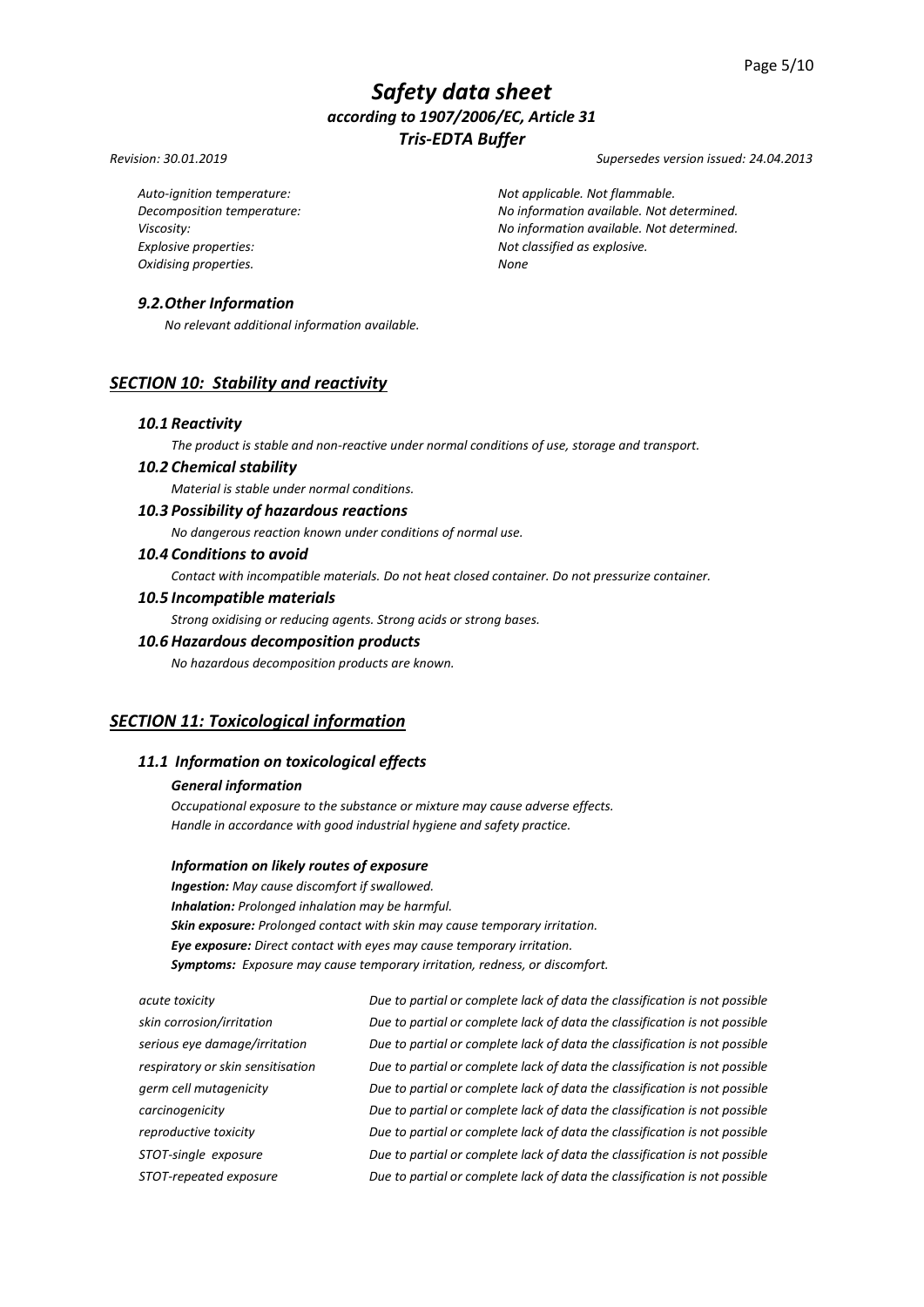| | |
|---|---|
| *Auto-ignition temperature:* | *Not applicable. Not flammable.* |
| *Decomposition temperature:* | *No information available. Not determined.* |
| *Viscosity:* | *No information available. Not determined.* |
| *Explosive properties:* | *Not classified as explosive.* |
| *Oxidising properties.* | *None* |

### *9.2. Other Information*

*No relevant additional information available.*

## ***SECTION 10: Stability and reactivity***

### *10.1 Reactivity*

*The product is stable and non-reactive under normal conditions of use, storage and transport.*

### *10.2 Chemical stability*

*Material is stable under normal conditions.*

### *10.3 Possibility of hazardous reactions*

*No dangerous reaction known under conditions of normal use.*

### *10.4 Conditions to avoid*

*Contact with incompatible materials. Do not heat closed container. Do not pressurize container.*

### *10.5 Incompatible materials*

*Strong oxidising or reducing agents. Strong acids or strong bases.*

### *10.6 Hazardous decomposition products*

*No hazardous decomposition products are known.*

## ***SECTION 11: Toxicological information***

### *11.1 Information on toxicological effects*

***General information***

*Occupational exposure to the substance or mixture may cause adverse effects.*
*Handle in accordance with good industrial hygiene and safety practice.*

***Information on likely routes of exposure***

***Ingestion:*** *May cause discomfort if swallowed.*
***Inhalation:*** *Prolonged inhalation may be harmful.*
***Skin exposure:*** *Prolonged contact with skin may cause temporary irritation.*
***Eye exposure:*** *Direct contact with eyes may cause temporary irritation.*
***Symptoms:*** *Exposure may cause temporary irritation, redness, or discomfort.*

| | |
|---|---|
| *acute toxicity* | *Due to partial or complete lack of data the classification is not possible* |
| *skin corrosion/irritation* | *Due to partial or complete lack of data the classification is not possible* |
| *serious eye damage/irritation* | *Due to partial or complete lack of data the classification is not possible* |
| *respiratory or skin sensitisation* | *Due to partial or complete lack of data the classification is not possible* |
| *germ cell mutagenicity* | *Due to partial or complete lack of data the classification is not possible* |
| *carcinogenicity* | *Due to partial or complete lack of data the classification is not possible* |
| *reproductive toxicity* | *Due to partial or complete lack of data the classification is not possible* |
| *STOT-single exposure* | *Due to partial or complete lack of data the classification is not possible* |
| *STOT-repeated exposure* | *Due to partial or complete lack of data the classification is not possible* |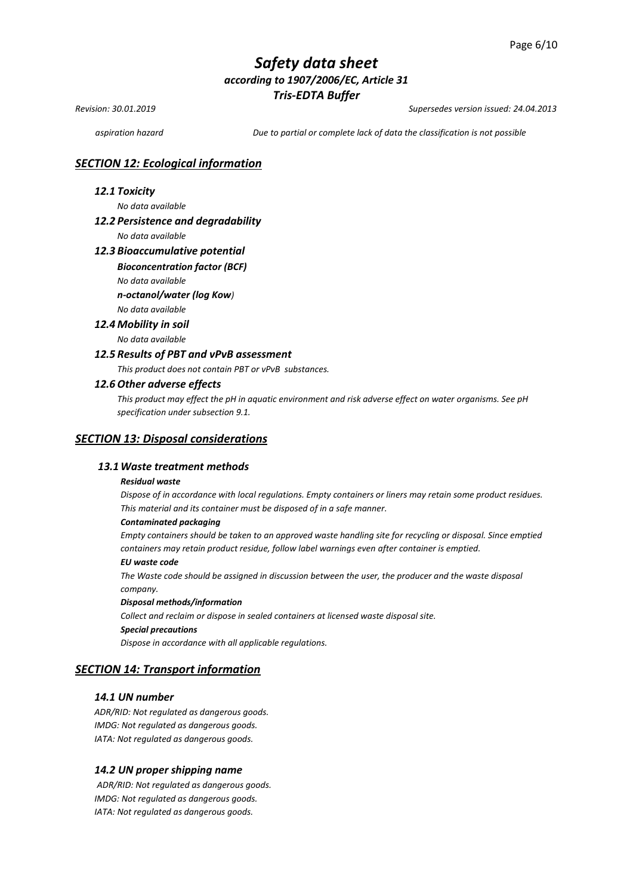aspiration hazard — *Due to partial or complete lack of data the classification is not possible*

## *SECTION 12: Ecological information*

### *12.1 Toxicity*

*No data available*

### *12.2 Persistence and degradability*

*No data available*

### *12.3 Bioaccumulative potential*

***Bioconcentration factor (BCF)***

*No data available*

***n-octanol/water (log Kow)***

*No data available*

### *12.4 Mobility in soil*

*No data available*

### *12.5 Results of PBT and vPvB assessment*

*This product does not contain PBT or vPvB substances.*

### *12.6 Other adverse effects*

*This product may effect the pH in aquatic environment and risk adverse effect on water organisms. See pH specification under subsection 9.1.*

## *SECTION 13: Disposal considerations*

### *13.1 Waste treatment methods*

***Residual waste***

*Dispose of in accordance with local regulations. Empty containers or liners may retain some product residues. This material and its container must be disposed of in a safe manner.*

***Contaminated packaging***

*Empty containers should be taken to an approved waste handling site for recycling or disposal. Since emptied containers may retain product residue, follow label warnings even after container is emptied.*

***EU waste code***

*The Waste code should be assigned in discussion between the user, the producer and the waste disposal company.*

***Disposal methods/information***

*Collect and reclaim or dispose in sealed containers at licensed waste disposal site.*

***Special precautions***

*Dispose in accordance with all applicable regulations.*

## *SECTION 14: Transport information*

### *14.1 UN number*

*ADR/RID: Not regulated as dangerous goods.*
*IMDG: Not regulated as dangerous goods.*
*IATA: Not regulated as dangerous goods.*

### *14.2 UN proper shipping name*

*ADR/RID: Not regulated as dangerous goods.*
*IMDG: Not regulated as dangerous goods.*
*IATA: Not regulated as dangerous goods.*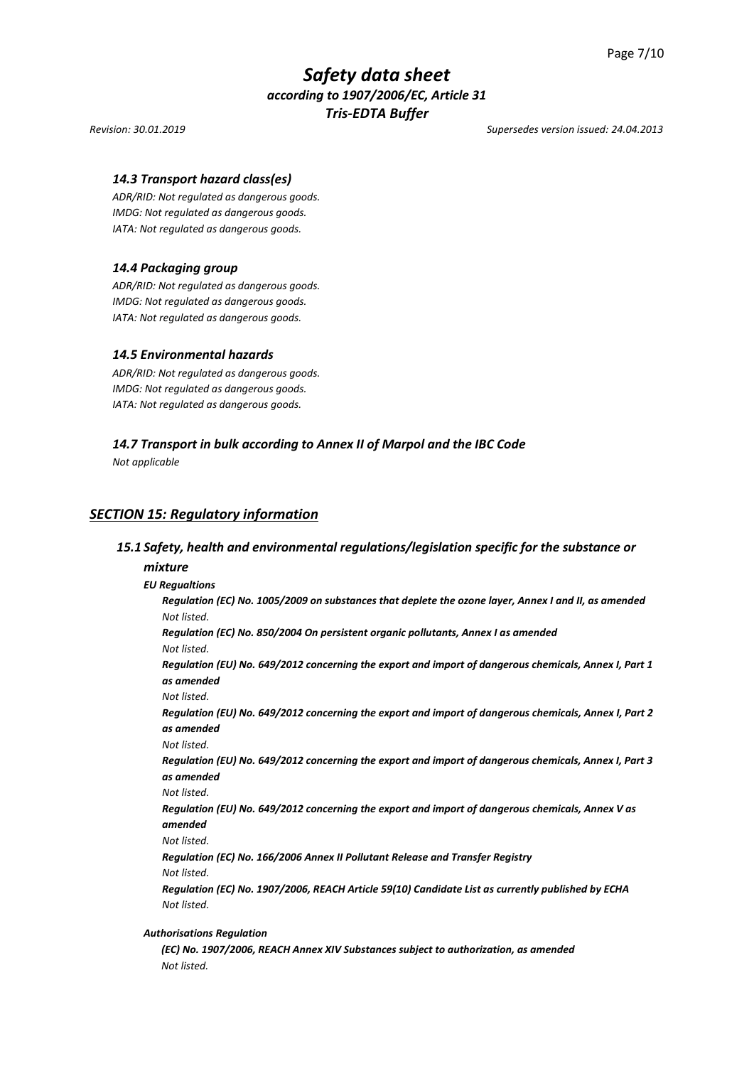### 14.3 Transport hazard class(es)

*ADR/RID: Not regulated as dangerous goods.*
*IMDG: Not regulated as dangerous goods.*
*IATA: Not regulated as dangerous goods.*

### 14.4 Packaging group

*ADR/RID: Not regulated as dangerous goods.*
*IMDG: Not regulated as dangerous goods.*
*IATA: Not regulated as dangerous goods.*

### 14.5 Environmental hazards

*ADR/RID: Not regulated as dangerous goods.*
*IMDG: Not regulated as dangerous goods.*
*IATA: Not regulated as dangerous goods.*

### 14.7 Transport in bulk according to Annex II of Marpol and the IBC Code

*Not applicable*

## SECTION 15: Regulatory information

### 15.1 Safety, health and environmental regulations/legislation specific for the substance or mixture

***EU Regualtions***

***Regulation (EC) No. 1005/2009 on substances that deplete the ozone layer, Annex I and II, as amended***
*Not listed.*

***Regulation (EC) No. 850/2004 On persistent organic pollutants, Annex I as amended***
*Not listed.*

***Regulation (EU) No. 649/2012 concerning the export and import of dangerous chemicals, Annex I, Part 1 as amended***
*Not listed.*

***Regulation (EU) No. 649/2012 concerning the export and import of dangerous chemicals, Annex I, Part 2 as amended***
*Not listed.*

***Regulation (EU) No. 649/2012 concerning the export and import of dangerous chemicals, Annex I, Part 3 as amended***
*Not listed.*

***Regulation (EU) No. 649/2012 concerning the export and import of dangerous chemicals, Annex V as amended***
*Not listed.*

***Regulation (EC) No. 166/2006 Annex II Pollutant Release and Transfer Registry***
*Not listed.*

***Regulation (EC) No. 1907/2006, REACH Article 59(10) Candidate List as currently published by ECHA***
*Not listed.*

***Authorisations Regulation***

***(EC) No. 1907/2006, REACH Annex XIV Substances subject to authorization, as amended***
*Not listed.*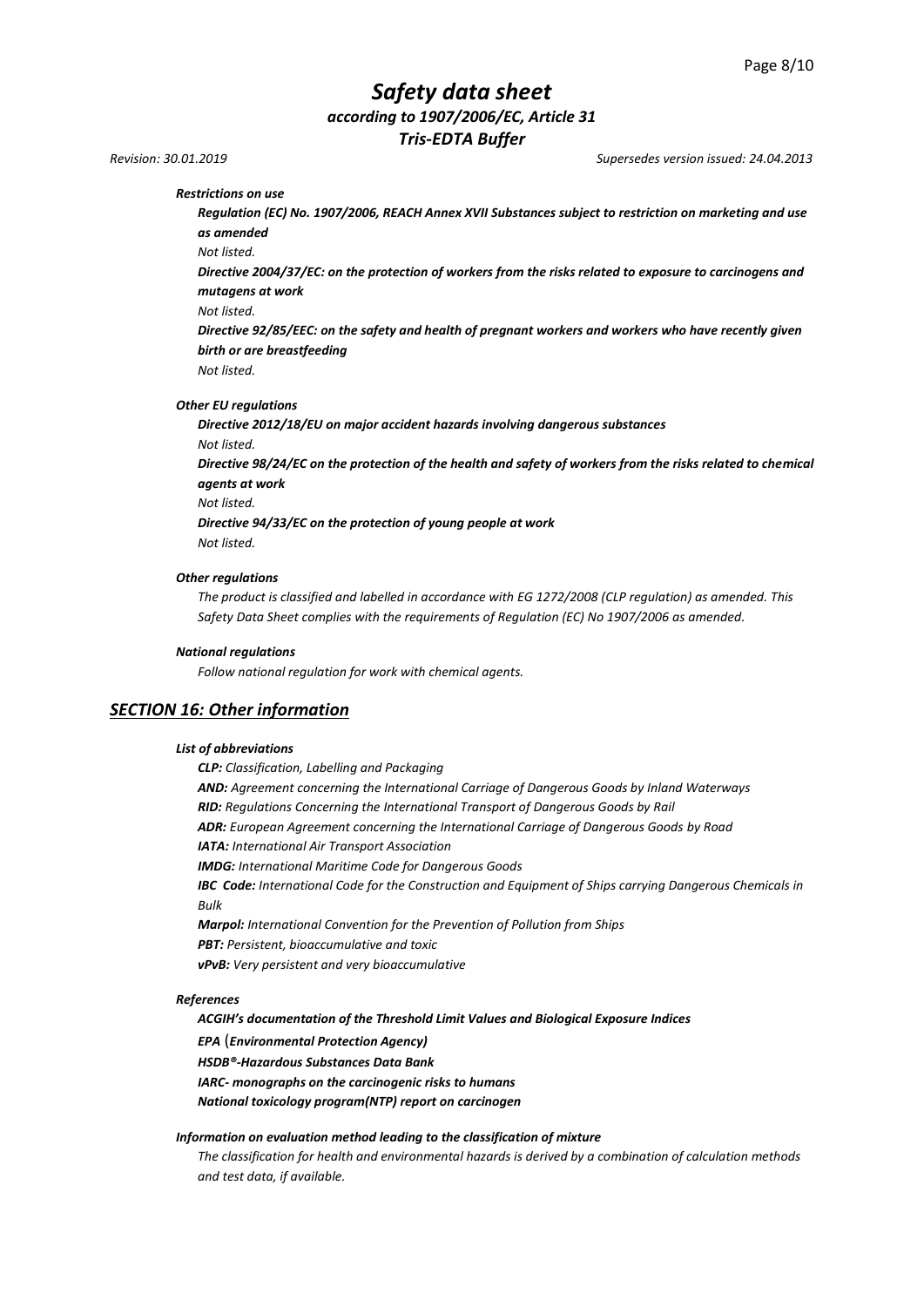*Restrictions on use*

***Regulation (EC) No. 1907/2006, REACH Annex XVII Substances subject to restriction on marketing and use as amended***

*Not listed.*

***Directive 2004/37/EC: on the protection of workers from the risks related to exposure to carcinogens and mutagens at work***

*Not listed.*

***Directive 92/85/EEC: on the safety and health of pregnant workers and workers who have recently given birth or are breastfeeding***

*Not listed.*

*Other EU regulations*

***Directive 2012/18/EU on major accident hazards involving dangerous substances***

*Not listed.*

***Directive 98/24/EC on the protection of the health and safety of workers from the risks related to chemical agents at work***

*Not listed.*

***Directive 94/33/EC on the protection of young people at work***

*Not listed.*

*Other regulations*

*The product is classified and labelled in accordance with EG 1272/2008 (CLP regulation) as amended. This Safety Data Sheet complies with the requirements of Regulation (EC) No 1907/2006 as amended.*

*National regulations*

*Follow national regulation for work with chemical agents.*

## *SECTION 16: Other information*

*List of abbreviations*

***CLP:*** *Classification, Labelling and Packaging*
***AND:*** *Agreement concerning the International Carriage of Dangerous Goods by Inland Waterways*
***RID:*** *Regulations Concerning the International Transport of Dangerous Goods by Rail*
***ADR:*** *European Agreement concerning the International Carriage of Dangerous Goods by Road*
***IATA:*** *International Air Transport Association*
***IMDG:*** *International Maritime Code for Dangerous Goods*
***IBC Code:*** *International Code for the Construction and Equipment of Ships carrying Dangerous Chemicals in Bulk*
***Marpol:*** *International Convention for the Prevention of Pollution from Ships*
***PBT:*** *Persistent, bioaccumulative and toxic*
***vPvB:*** *Very persistent and very bioaccumulative*

*References*

***ACGIH's documentation of the Threshold Limit Values and Biological Exposure Indices***
***EPA (Environmental Protection Agency)***
***HSDB®-Hazardous Substances Data Bank***
***IARC- monographs on the carcinogenic risks to humans***
***National toxicology program(NTP) report on carcinogen***

*Information on evaluation method leading to the classification of mixture*

*The classification for health and environmental hazards is derived by a combination of calculation methods and test data, if available.*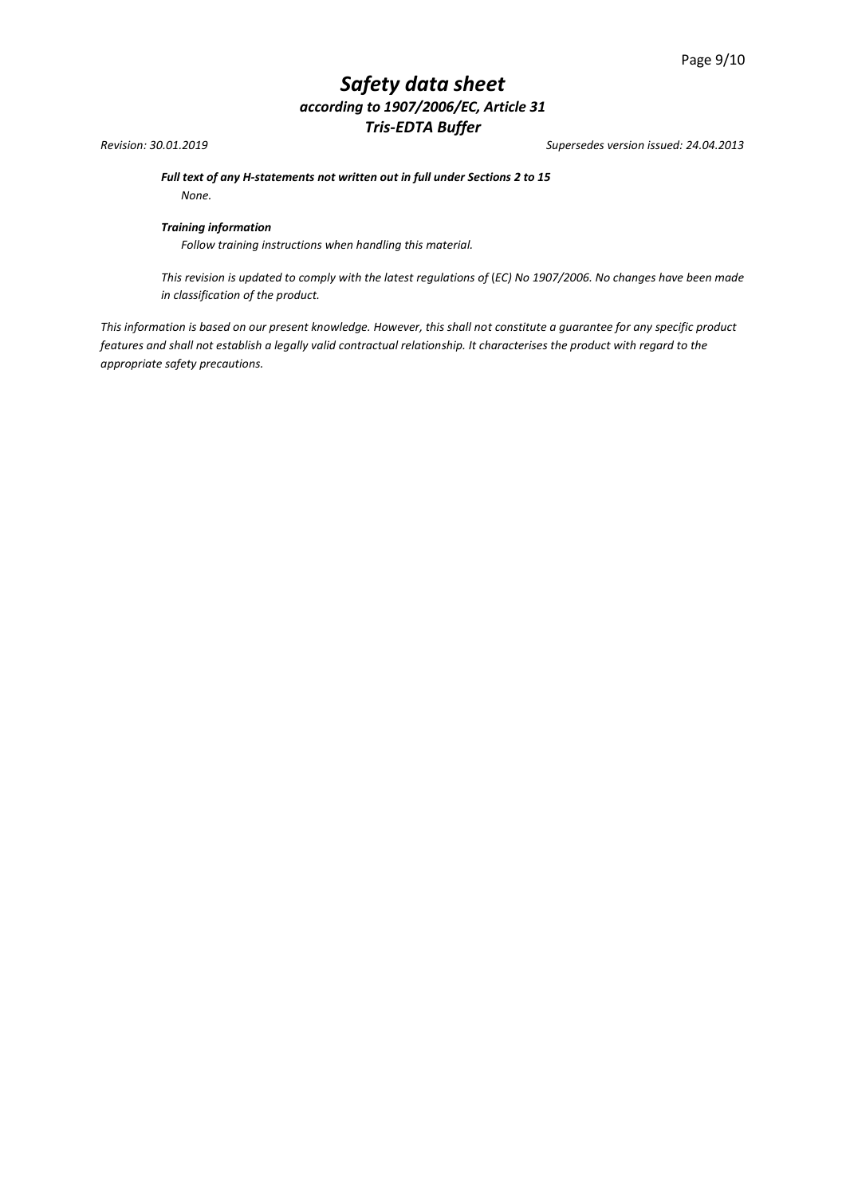***Full text of any H-statements not written out in full under Sections 2 to 15***

*None.*

***Training information***

*Follow training instructions when handling this material.*

*This revision is updated to comply with the latest regulations of (EC) No 1907/2006. No changes have been made in classification of the product.*

*This information is based on our present knowledge. However, this shall not constitute a guarantee for any specific product features and shall not establish a legally valid contractual relationship. It characterises the product with regard to the appropriate safety precautions.*